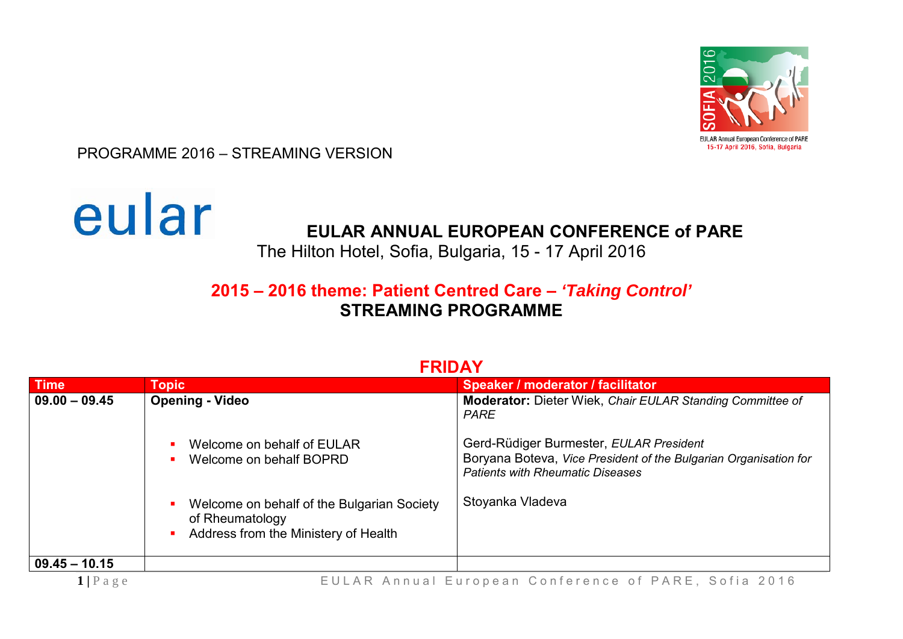PROGRAMME 2016 – STREAMING VERSION

eular

# EULAR ANNUAL EUROPEAN CONFERENCE of PARE

The Hilton Hotel, Sofia, Bulgaria, 15 - 17 April 2016

## 2015 – 2016 theme: Patient Centred Care – *'Taking Control'*

## STREAMING PROGRAMME

### FRIDAY

| Time | Topic | Speaker / moderator / facilitator |
|---|---|---|
| **09.00 – 09.45** | **Opening - Video**<br><br>- Welcome on behalf of EULAR<br>- Welcome on behalf BOPRD<br><br>- Welcome on behalf of the Bulgarian Society of Rheumatology<br>- Address from the Ministery of Health | **Moderator:** Dieter Wiek, *Chair EULAR Standing Committee of PARE*<br><br>Gerd-Rüdiger Burmester, *EULAR President*<br>Boryana Boteva, *Vice President of the Bulgarian Organisation for Patients with Rheumatic Diseases*<br><br>Stoyanka Vladeva |
| **09.45 – 10.15** | | |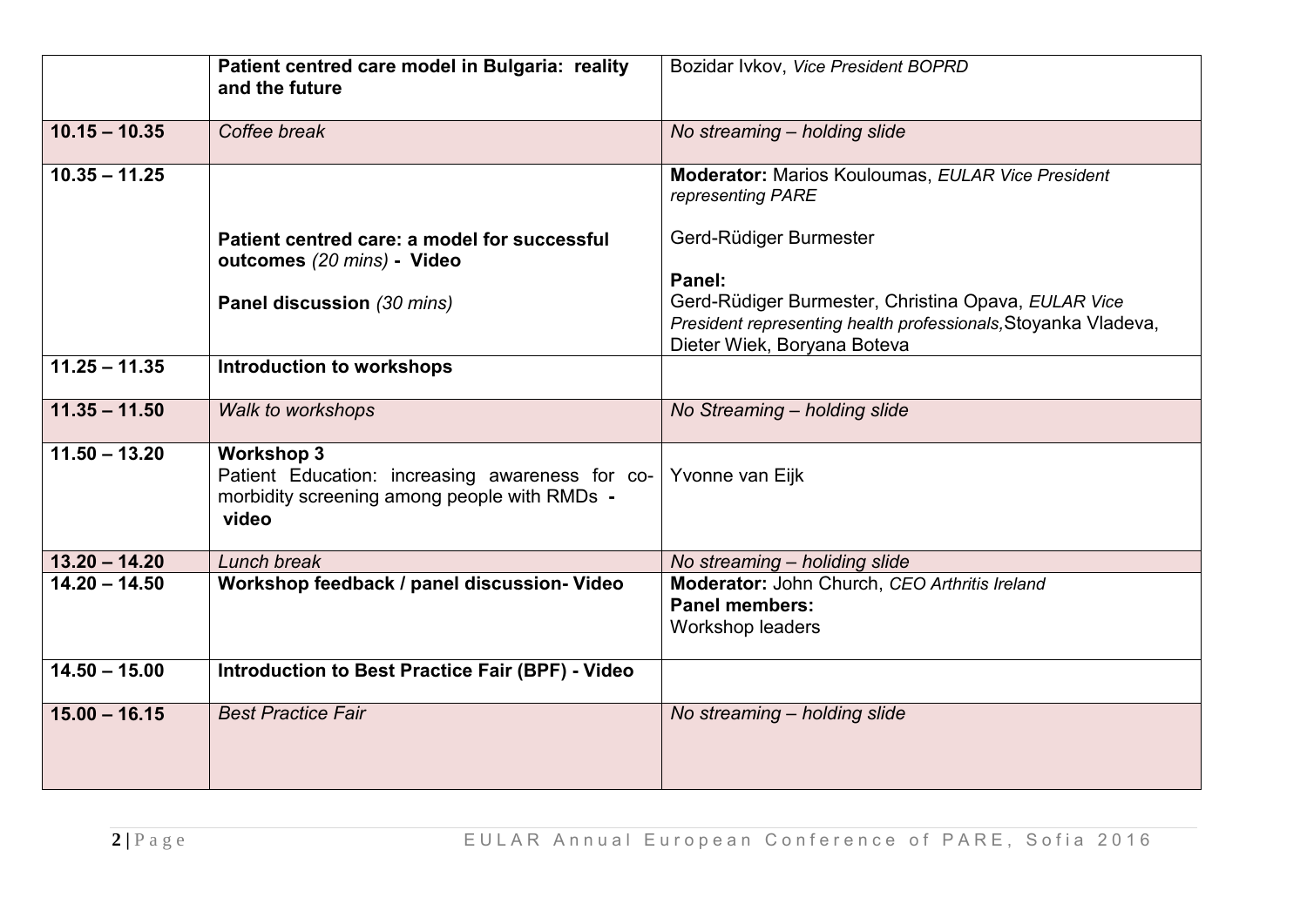| | | |
|---|---|---|
| | **Patient centred care model in Bulgaria: reality and the future** | Bozidar Ivkov, *Vice President BOPRD* |
| **10.15 – 10.35** | *Coffee break* | *No streaming – holding slide* |
| **10.35 – 11.25** | **Patient centred care: a model for successful outcomes** *(20 mins)* **- Video**<br><br>**Panel discussion** *(30 mins)* | **Moderator:** Marios Kouloumas, *EULAR Vice President representing PARE*<br><br>Gerd-Rüdiger Burmester<br><br>**Panel:**<br>Gerd-Rüdiger Burmester, Christina Opava, *EULAR Vice President representing health professionals,* Stoyanka Vladeva, Dieter Wiek, Boryana Boteva |
| **11.25 – 11.35** | **Introduction to workshops** | |
| **11.35 – 11.50** | *Walk to workshops* | *No Streaming – holding slide* |
| **11.50 – 13.20** | **Workshop 3**<br>Patient Education: increasing awareness for co-morbidity screening among people with RMDs **- video** | Yvonne van Eijk |
| **13.20 – 14.20** | *Lunch break* | *No streaming – holiding slide* |
| **14.20 – 14.50** | **Workshop feedback / panel discussion- Video** | **Moderator:** John Church, *CEO Arthritis Ireland*<br>**Panel members:**<br>Workshop leaders |
| **14.50 – 15.00** | **Introduction to Best Practice Fair (BPF) - Video** | |
| **15.00 – 16.15** | *Best Practice Fair* | *No streaming – holding slide* |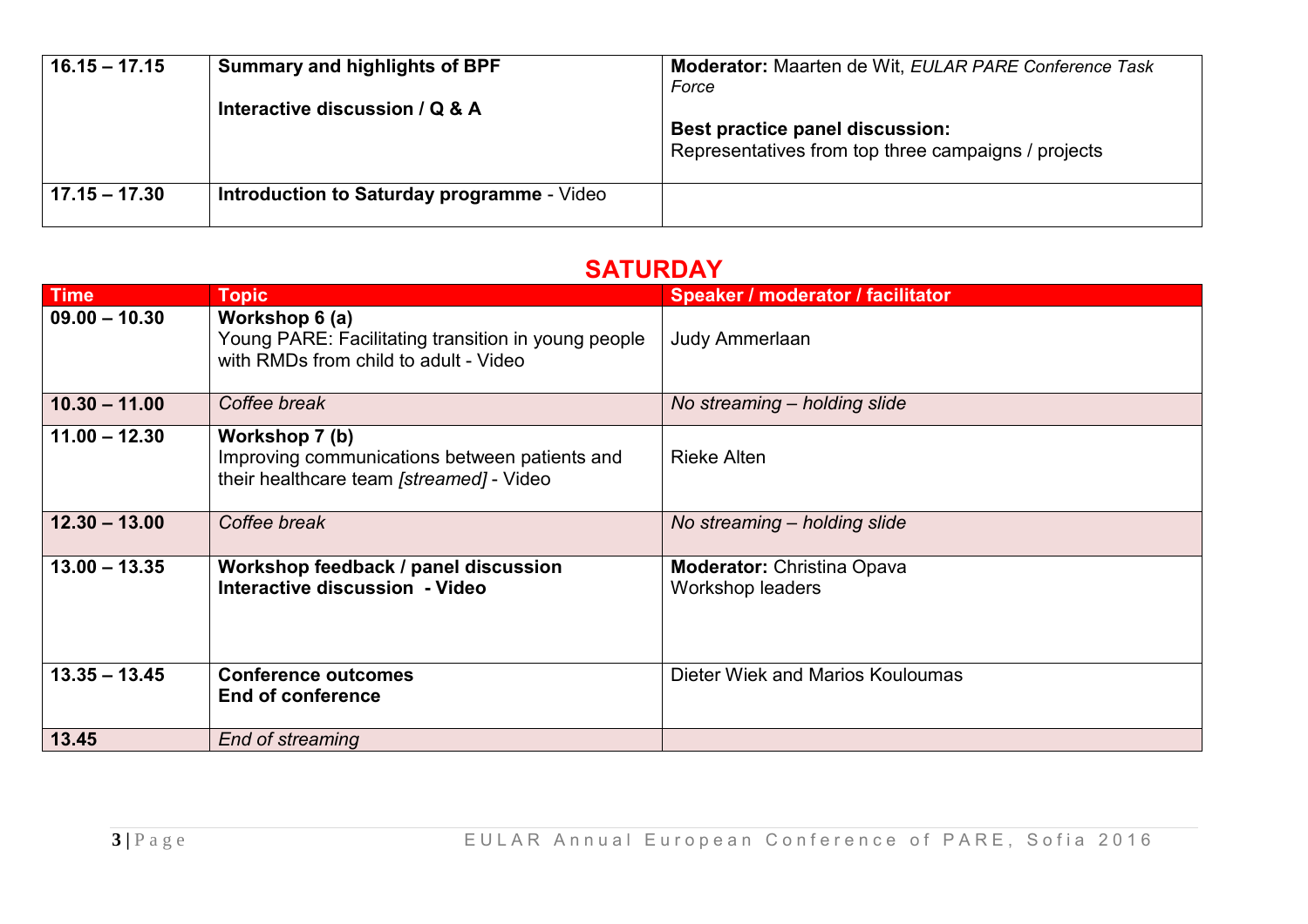| | | |
|---|---|---|
| **16.15 – 17.15** | **Summary and highlights of BPF**<br><br>**Interactive discussion / Q & A** | **Moderator:** Maarten de Wit, *EULAR PARE Conference Task Force*<br><br>**Best practice panel discussion:**<br>Representatives from top three campaigns / projects |
| **17.15 – 17.30** | **Introduction to Saturday programme** - Video | |

## SATURDAY

| Time | Topic | Speaker / moderator / facilitator |
|---|---|---|
| **09.00 – 10.30** | **Workshop 6 (a)**<br>Young PARE: Facilitating transition in young people with RMDs from child to adult - Video | Judy Ammerlaan |
| **10.30 – 11.00** | *Coffee break* | *No streaming – holding slide* |
| **11.00 – 12.30** | **Workshop 7 (b)**<br>Improving communications between patients and their healthcare team *[streamed]* - Video | Rieke Alten |
| **12.30 – 13.00** | *Coffee break* | *No streaming – holding slide* |
| **13.00 – 13.35** | **Workshop feedback / panel discussion**<br>**Interactive discussion - Video** | **Moderator:** Christina Opava<br>Workshop leaders |
| **13.35 – 13.45** | **Conference outcomes**<br>**End of conference** | Dieter Wiek and Marios Kouloumas |
| **13.45** | *End of streaming* | |